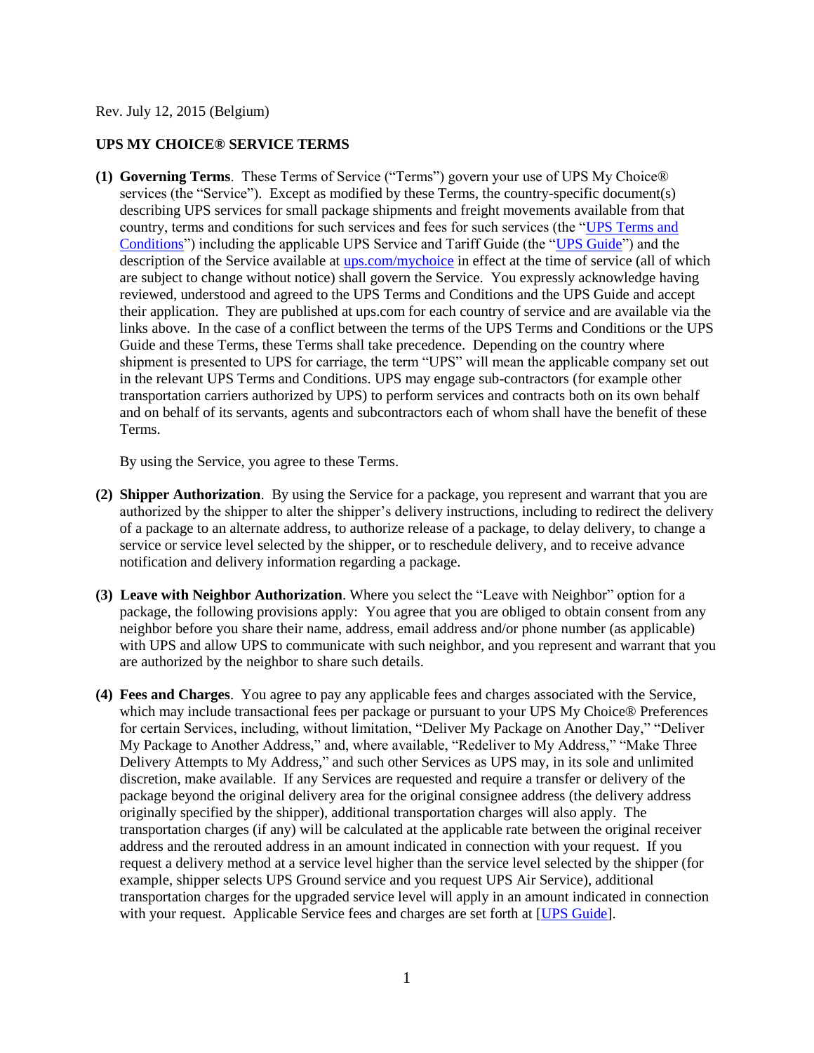Rev. July 12, 2015 (Belgium)

**UPS MY CHOICE® SERVICE TERMS**

**(1) Governing Terms**. These Terms of Service ("Terms") govern your use of UPS My Choice® services (the "Service"). Except as modified by these Terms, the country-specific document(s) describing UPS services for small package shipments and freight movements available from that country, terms and conditions for such services and fees for such services (the "UPS Terms and Conditions") including the applicable UPS Service and Tariff Guide (the "UPS Guide") and the description of the Service available at ups.com/mychoice in effect at the time of service (all of which are subject to change without notice) shall govern the Service. You expressly acknowledge having reviewed, understood and agreed to the UPS Terms and Conditions and the UPS Guide and accept their application. They are published at ups.com for each country of service and are available via the links above. In the case of a conflict between the terms of the UPS Terms and Conditions or the UPS Guide and these Terms, these Terms shall take precedence. Depending on the country where shipment is presented to UPS for carriage, the term "UPS" will mean the applicable company set out in the relevant UPS Terms and Conditions. UPS may engage sub-contractors (for example other transportation carriers authorized by UPS) to perform services and contracts both on its own behalf and on behalf of its servants, agents and subcontractors each of whom shall have the benefit of these Terms.

By using the Service, you agree to these Terms.

**(2) Shipper Authorization**. By using the Service for a package, you represent and warrant that you are authorized by the shipper to alter the shipper's delivery instructions, including to redirect the delivery of a package to an alternate address, to authorize release of a package, to delay delivery, to change a service or service level selected by the shipper, or to reschedule delivery, and to receive advance notification and delivery information regarding a package.

**(3) Leave with Neighbor Authorization**. Where you select the "Leave with Neighbor" option for a package, the following provisions apply: You agree that you are obliged to obtain consent from any neighbor before you share their name, address, email address and/or phone number (as applicable) with UPS and allow UPS to communicate with such neighbor, and you represent and warrant that you are authorized by the neighbor to share such details.

**(4) Fees and Charges**. You agree to pay any applicable fees and charges associated with the Service, which may include transactional fees per package or pursuant to your UPS My Choice® Preferences for certain Services, including, without limitation, "Deliver My Package on Another Day," "Deliver My Package to Another Address," and, where available, "Redeliver to My Address," "Make Three Delivery Attempts to My Address," and such other Services as UPS may, in its sole and unlimited discretion, make available. If any Services are requested and require a transfer or delivery of the package beyond the original delivery area for the original consignee address (the delivery address originally specified by the shipper), additional transportation charges will also apply. The transportation charges (if any) will be calculated at the applicable rate between the original receiver address and the rerouted address in an amount indicated in connection with your request. If you request a delivery method at a service level higher than the service level selected by the shipper (for example, shipper selects UPS Ground service and you request UPS Air Service), additional transportation charges for the upgraded service level will apply in an amount indicated in connection with your request. Applicable Service fees and charges are set forth at [UPS Guide].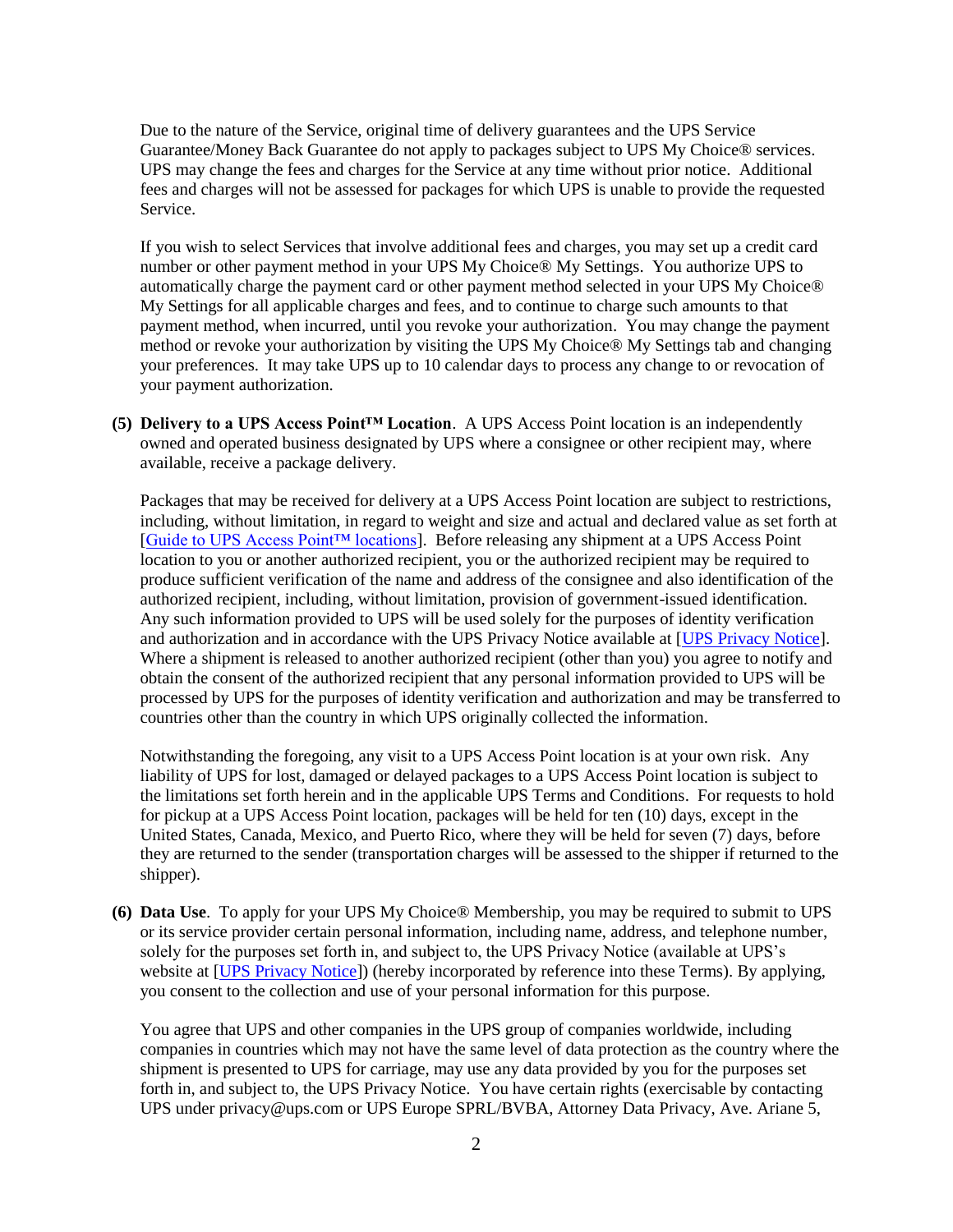Due to the nature of the Service, original time of delivery guarantees and the UPS Service Guarantee/Money Back Guarantee do not apply to packages subject to UPS My Choice® services. UPS may change the fees and charges for the Service at any time without prior notice. Additional fees and charges will not be assessed for packages for which UPS is unable to provide the requested Service.

If you wish to select Services that involve additional fees and charges, you may set up a credit card number or other payment method in your UPS My Choice® My Settings. You authorize UPS to automatically charge the payment card or other payment method selected in your UPS My Choice® My Settings for all applicable charges and fees, and to continue to charge such amounts to that payment method, when incurred, until you revoke your authorization. You may change the payment method or revoke your authorization by visiting the UPS My Choice® My Settings tab and changing your preferences. It may take UPS up to 10 calendar days to process any change to or revocation of your payment authorization.

**(5) Delivery to a UPS Access Point™ Location**. A UPS Access Point location is an independently owned and operated business designated by UPS where a consignee or other recipient may, where available, receive a package delivery.

Packages that may be received for delivery at a UPS Access Point location are subject to restrictions, including, without limitation, in regard to weight and size and actual and declared value as set forth at [Guide to UPS Access Point™ locations]. Before releasing any shipment at a UPS Access Point location to you or another authorized recipient, you or the authorized recipient may be required to produce sufficient verification of the name and address of the consignee and also identification of the authorized recipient, including, without limitation, provision of government-issued identification. Any such information provided to UPS will be used solely for the purposes of identity verification and authorization and in accordance with the UPS Privacy Notice available at [UPS Privacy Notice]. Where a shipment is released to another authorized recipient (other than you) you agree to notify and obtain the consent of the authorized recipient that any personal information provided to UPS will be processed by UPS for the purposes of identity verification and authorization and may be transferred to countries other than the country in which UPS originally collected the information.

Notwithstanding the foregoing, any visit to a UPS Access Point location is at your own risk. Any liability of UPS for lost, damaged or delayed packages to a UPS Access Point location is subject to the limitations set forth herein and in the applicable UPS Terms and Conditions. For requests to hold for pickup at a UPS Access Point location, packages will be held for ten (10) days, except in the United States, Canada, Mexico, and Puerto Rico, where they will be held for seven (7) days, before they are returned to the sender (transportation charges will be assessed to the shipper if returned to the shipper).

**(6) Data Use**. To apply for your UPS My Choice® Membership, you may be required to submit to UPS or its service provider certain personal information, including name, address, and telephone number, solely for the purposes set forth in, and subject to, the UPS Privacy Notice (available at UPS's website at [UPS Privacy Notice]) (hereby incorporated by reference into these Terms). By applying, you consent to the collection and use of your personal information for this purpose.

You agree that UPS and other companies in the UPS group of companies worldwide, including companies in countries which may not have the same level of data protection as the country where the shipment is presented to UPS for carriage, may use any data provided by you for the purposes set forth in, and subject to, the UPS Privacy Notice. You have certain rights (exercisable by contacting UPS under privacy@ups.com or UPS Europe SPRL/BVBA, Attorney Data Privacy, Ave. Ariane 5,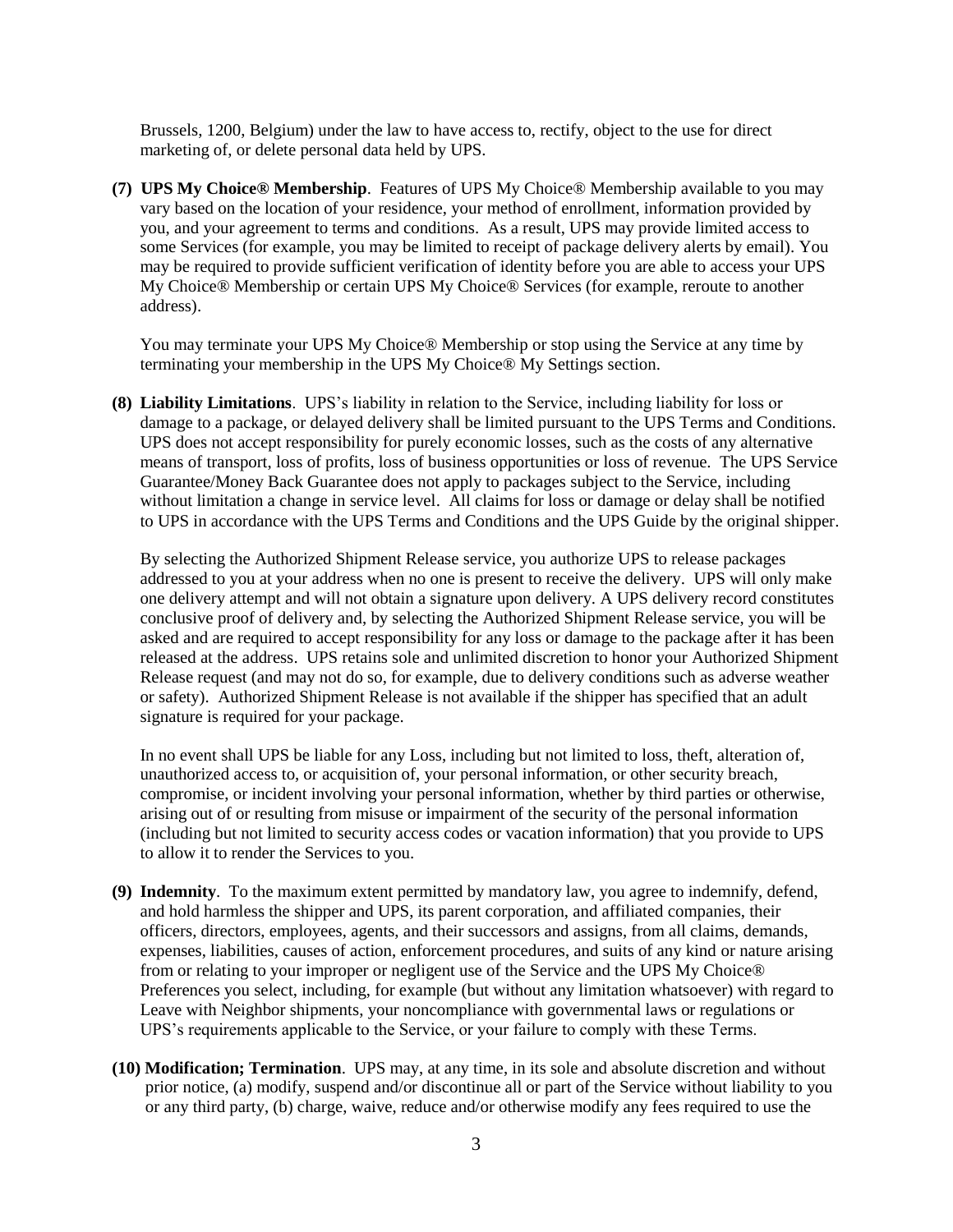Brussels, 1200, Belgium) under the law to have access to, rectify, object to the use for direct marketing of, or delete personal data held by UPS.

**(7) UPS My Choice® Membership**. Features of UPS My Choice® Membership available to you may vary based on the location of your residence, your method of enrollment, information provided by you, and your agreement to terms and conditions. As a result, UPS may provide limited access to some Services (for example, you may be limited to receipt of package delivery alerts by email). You may be required to provide sufficient verification of identity before you are able to access your UPS My Choice® Membership or certain UPS My Choice® Services (for example, reroute to another address).

You may terminate your UPS My Choice® Membership or stop using the Service at any time by terminating your membership in the UPS My Choice® My Settings section.

**(8) Liability Limitations**. UPS's liability in relation to the Service, including liability for loss or damage to a package, or delayed delivery shall be limited pursuant to the UPS Terms and Conditions. UPS does not accept responsibility for purely economic losses, such as the costs of any alternative means of transport, loss of profits, loss of business opportunities or loss of revenue. The UPS Service Guarantee/Money Back Guarantee does not apply to packages subject to the Service, including without limitation a change in service level. All claims for loss or damage or delay shall be notified to UPS in accordance with the UPS Terms and Conditions and the UPS Guide by the original shipper.

By selecting the Authorized Shipment Release service, you authorize UPS to release packages addressed to you at your address when no one is present to receive the delivery. UPS will only make one delivery attempt and will not obtain a signature upon delivery. A UPS delivery record constitutes conclusive proof of delivery and, by selecting the Authorized Shipment Release service, you will be asked and are required to accept responsibility for any loss or damage to the package after it has been released at the address. UPS retains sole and unlimited discretion to honor your Authorized Shipment Release request (and may not do so, for example, due to delivery conditions such as adverse weather or safety). Authorized Shipment Release is not available if the shipper has specified that an adult signature is required for your package.

In no event shall UPS be liable for any Loss, including but not limited to loss, theft, alteration of, unauthorized access to, or acquisition of, your personal information, or other security breach, compromise, or incident involving your personal information, whether by third parties or otherwise, arising out of or resulting from misuse or impairment of the security of the personal information (including but not limited to security access codes or vacation information) that you provide to UPS to allow it to render the Services to you.

**(9) Indemnity**. To the maximum extent permitted by mandatory law, you agree to indemnify, defend, and hold harmless the shipper and UPS, its parent corporation, and affiliated companies, their officers, directors, employees, agents, and their successors and assigns, from all claims, demands, expenses, liabilities, causes of action, enforcement procedures, and suits of any kind or nature arising from or relating to your improper or negligent use of the Service and the UPS My Choice® Preferences you select, including, for example (but without any limitation whatsoever) with regard to Leave with Neighbor shipments, your noncompliance with governmental laws or regulations or UPS's requirements applicable to the Service, or your failure to comply with these Terms.

**(10) Modification; Termination**. UPS may, at any time, in its sole and absolute discretion and without prior notice, (a) modify, suspend and/or discontinue all or part of the Service without liability to you or any third party, (b) charge, waive, reduce and/or otherwise modify any fees required to use the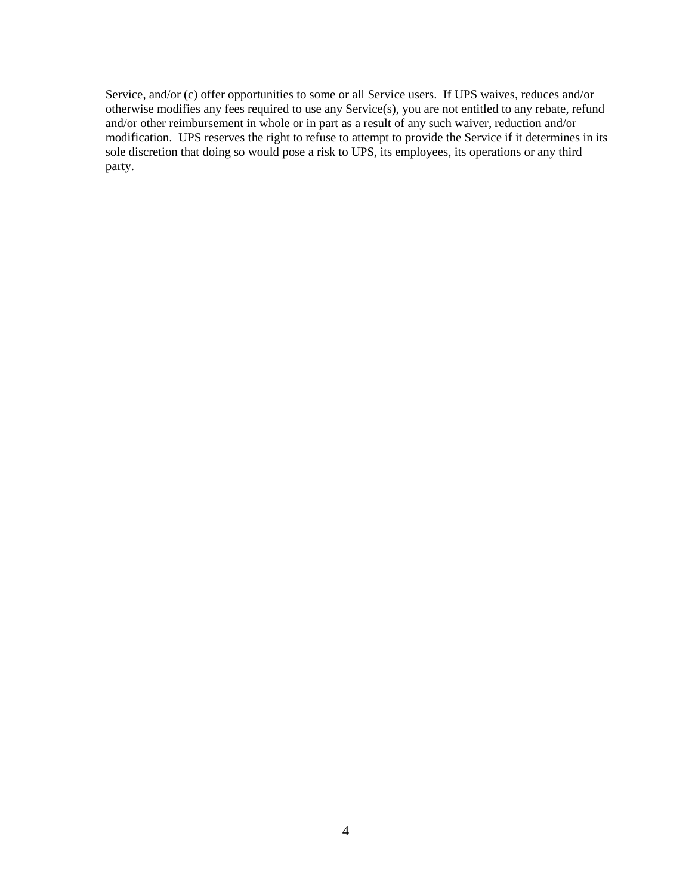Service, and/or (c) offer opportunities to some or all Service users. If UPS waives, reduces and/or otherwise modifies any fees required to use any Service(s), you are not entitled to any rebate, refund and/or other reimbursement in whole or in part as a result of any such waiver, reduction and/or modification. UPS reserves the right to refuse to attempt to provide the Service if it determines in its sole discretion that doing so would pose a risk to UPS, its employees, its operations or any third party.